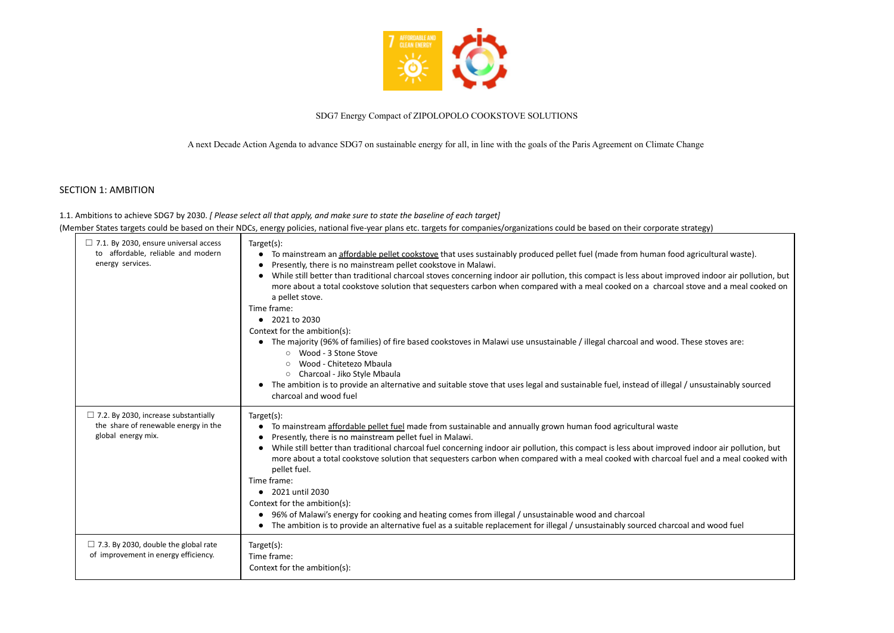SDG7 Energy Compact of ZIPOLOPOLO COOKSTOVE SOLUTIONS

A next Decade Action Agenda to advance SDG7 on sustainable energy for all, in line with the goals of the Paris Agreement on Climate Change

## SECTION 1: AMBITION

1.1. Ambitions to achieve SDG7 by 2030. *[ Please select all that apply, and make sure to state the baseline of each target]*

(Member States targets could be based on their NDCs, energy policies, national five-year plans etc. targets for companies/organizations could be based on their corporate strategy)

| | |
|---|---|
| ☐ 7.1. By 2030, ensure universal access to affordable, reliable and modern energy services. | Target(s):<br>• To mainstream an affordable pellet cookstove that uses sustainably produced pellet fuel (made from human food agricultural waste).<br>• Presently, there is no mainstream pellet cookstove in Malawi.<br>• While still better than traditional charcoal stoves concerning indoor air pollution, this compact is less about improved indoor air pollution, but more about a total cookstove solution that sequesters carbon when compared with a meal cooked on a charcoal stove and a meal cooked on a pellet stove.<br>Time frame:<br>• 2021 to 2030<br>Context for the ambition(s):<br>• The majority (96% of families) of fire based cookstoves in Malawi use unsustainable / illegal charcoal and wood. These stoves are:<br>&nbsp;&nbsp;○ Wood - 3 Stone Stove<br>&nbsp;&nbsp;○ Wood - Chitetezo Mbaula<br>&nbsp;&nbsp;○ Charcoal - Jiko Style Mbaula<br>• The ambition is to provide an alternative and suitable stove that uses legal and sustainable fuel, instead of illegal / unsustainably sourced charcoal and wood fuel |
| ☐ 7.2. By 2030, increase substantially the share of renewable energy in the global energy mix. | Target(s):<br>• To mainstream affordable pellet fuel made from sustainable and annually grown human food agricultural waste<br>• Presently, there is no mainstream pellet fuel in Malawi.<br>• While still better than traditional charcoal fuel concerning indoor air pollution, this compact is less about improved indoor air pollution, but more about a total cookstove solution that sequesters carbon when compared with a meal cooked with charcoal fuel and a meal cooked with pellet fuel.<br>Time frame:<br>• 2021 until 2030<br>Context for the ambition(s):<br>• 96% of Malawi's energy for cooking and heating comes from illegal / unsustainable wood and charcoal<br>• The ambition is to provide an alternative fuel as a suitable replacement for illegal / unsustainably sourced charcoal and wood fuel |
| ☐ 7.3. By 2030, double the global rate of improvement in energy efficiency. | Target(s):<br>Time frame:<br>Context for the ambition(s): |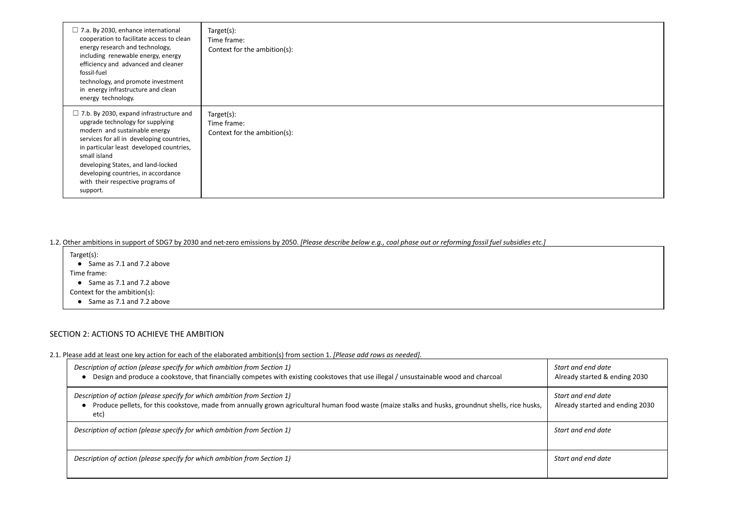| | |
|---|---|
| ☐ 7.a. By 2030, enhance international cooperation to facilitate access to clean energy research and technology, including renewable energy, energy efficiency and advanced and cleaner fossil-fuel technology, and promote investment in energy infrastructure and clean energy technology. | Target(s):<br>Time frame:<br>Context for the ambition(s): |
| ☐ 7.b. By 2030, expand infrastructure and upgrade technology for supplying modern and sustainable energy services for all in developing countries, in particular least developed countries, small island developing States, and land-locked developing countries, in accordance with their respective programs of support. | Target(s):<br>Time frame:<br>Context for the ambition(s): |

1.2. Other ambitions in support of SDG7 by 2030 and net-zero emissions by 2050. *[Please describe below e.g., coal phase out or reforming fossil fuel subsidies etc.]*

Target(s):
- Same as 7.1 and 7.2 above

Time frame:
- Same as 7.1 and 7.2 above

Context for the ambition(s):
- Same as 7.1 and 7.2 above

## SECTION 2: ACTIONS TO ACHIEVE THE AMBITION

2.1. Please add at least one key action for each of the elaborated ambition(s) from section 1. *[Please add rows as needed].*

| | |
|---|---|
| *Description of action (please specify for which ambition from Section 1)*<br>• Design and produce a cookstove, that financially competes with existing cookstoves that use illegal / unsustainable wood and charcoal | *Start and end date*<br>Already started & ending 2030 |
| *Description of action (please specify for which ambition from Section 1)*<br>• Produce pellets, for this cookstove, made from annually grown agricultural human food waste (maize stalks and husks, groundnut shells, rice husks, etc) | *Start and end date*<br>Already started and ending 2030 |
| *Description of action (please specify for which ambition from Section 1)* | *Start and end date* |
| *Description of action (please specify for which ambition from Section 1)* | *Start and end date* |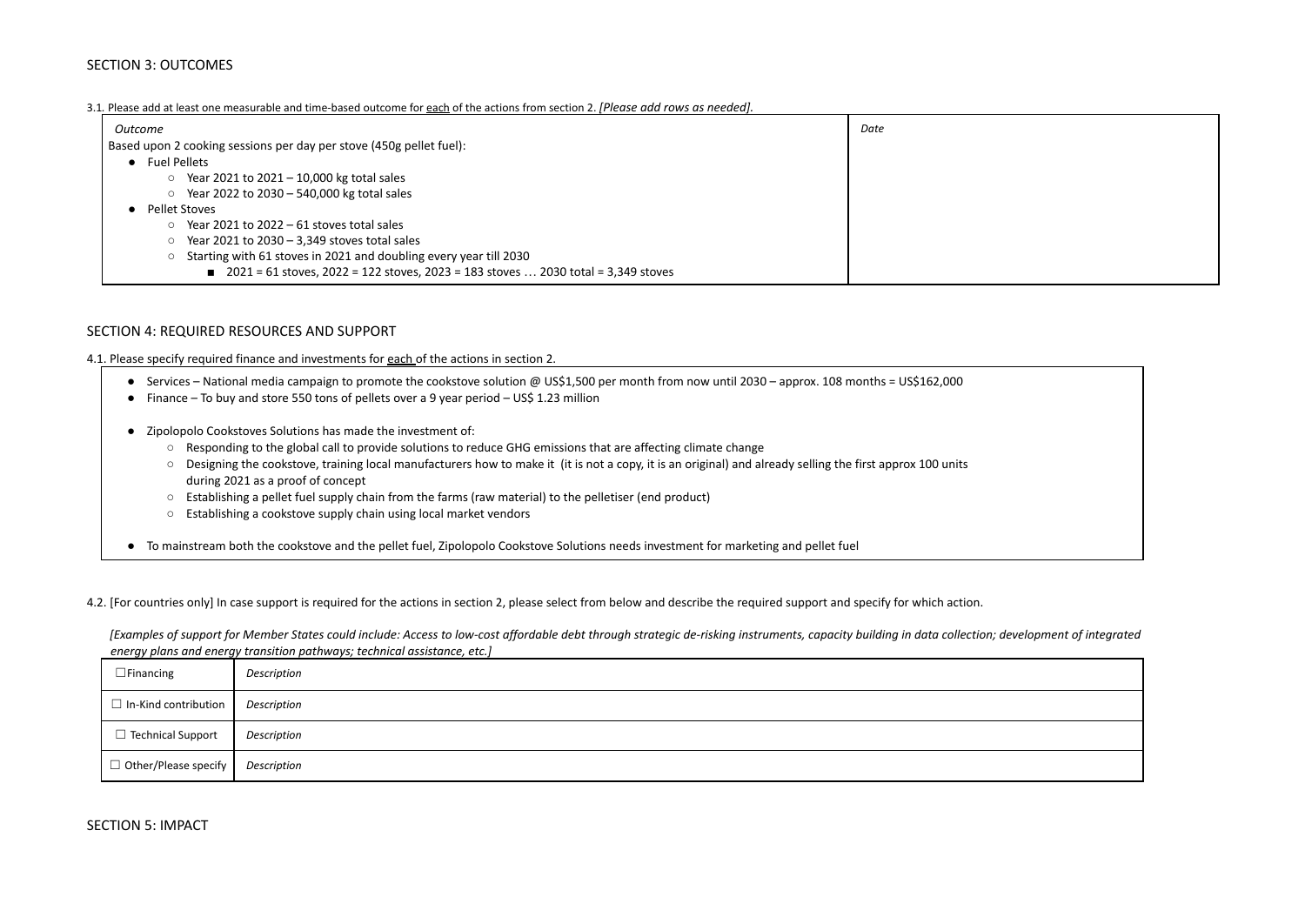## SECTION 3: OUTCOMES

3.1. Please add at least one measurable and time-based outcome for each of the actions from section 2. *[Please add rows as needed].*

| *Outcome* | *Date* |
|---|---|
| Based upon 2 cooking sessions per day per stove (450g pellet fuel):<br>● Fuel Pellets<br>○ Year 2021 to 2021 – 10,000 kg total sales<br>○ Year 2022 to 2030 – 540,000 kg total sales<br>● Pellet Stoves<br>○ Year 2021 to 2022 – 61 stoves total sales<br>○ Year 2021 to 2030 – 3,349 stoves total sales<br>○ Starting with 61 stoves in 2021 and doubling every year till 2030<br>■ 2021 = 61 stoves, 2022 = 122 stoves, 2023 = 183 stoves … 2030 total = 3,349 stoves | |

## SECTION 4: REQUIRED RESOURCES AND SUPPORT

4.1. Please specify required finance and investments for each of the actions in section 2.

- Services – National media campaign to promote the cookstove solution @ US$1,500 per month from now until 2030 – approx. 108 months = US$162,000
- Finance – To buy and store 550 tons of pellets over a 9 year period – US$ 1.23 million
- Zipolopolo Cookstoves Solutions has made the investment of:
  - Responding to the global call to provide solutions to reduce GHG emissions that are affecting climate change
  - Designing the cookstove, training local manufacturers how to make it (it is not a copy, it is an original) and already selling the first approx 100 units during 2021 as a proof of concept
  - Establishing a pellet fuel supply chain from the farms (raw material) to the pelletiser (end product)
  - Establishing a cookstove supply chain using local market vendors
- To mainstream both the cookstove and the pellet fuel, Zipolopolo Cookstove Solutions needs investment for marketing and pellet fuel

4.2. [For countries only] In case support is required for the actions in section 2, please select from below and describe the required support and specify for which action.

*[Examples of support for Member States could include: Access to low-cost affordable debt through strategic de-risking instruments, capacity building in data collection; development of integrated energy plans and energy transition pathways; technical assistance, etc.]*

| | |
|---|---|
| ☐Financing | *Description* |
| ☐ In-Kind contribution | *Description* |
| ☐ Technical Support | *Description* |
| ☐ Other/Please specify | *Description* |

## SECTION 5: IMPACT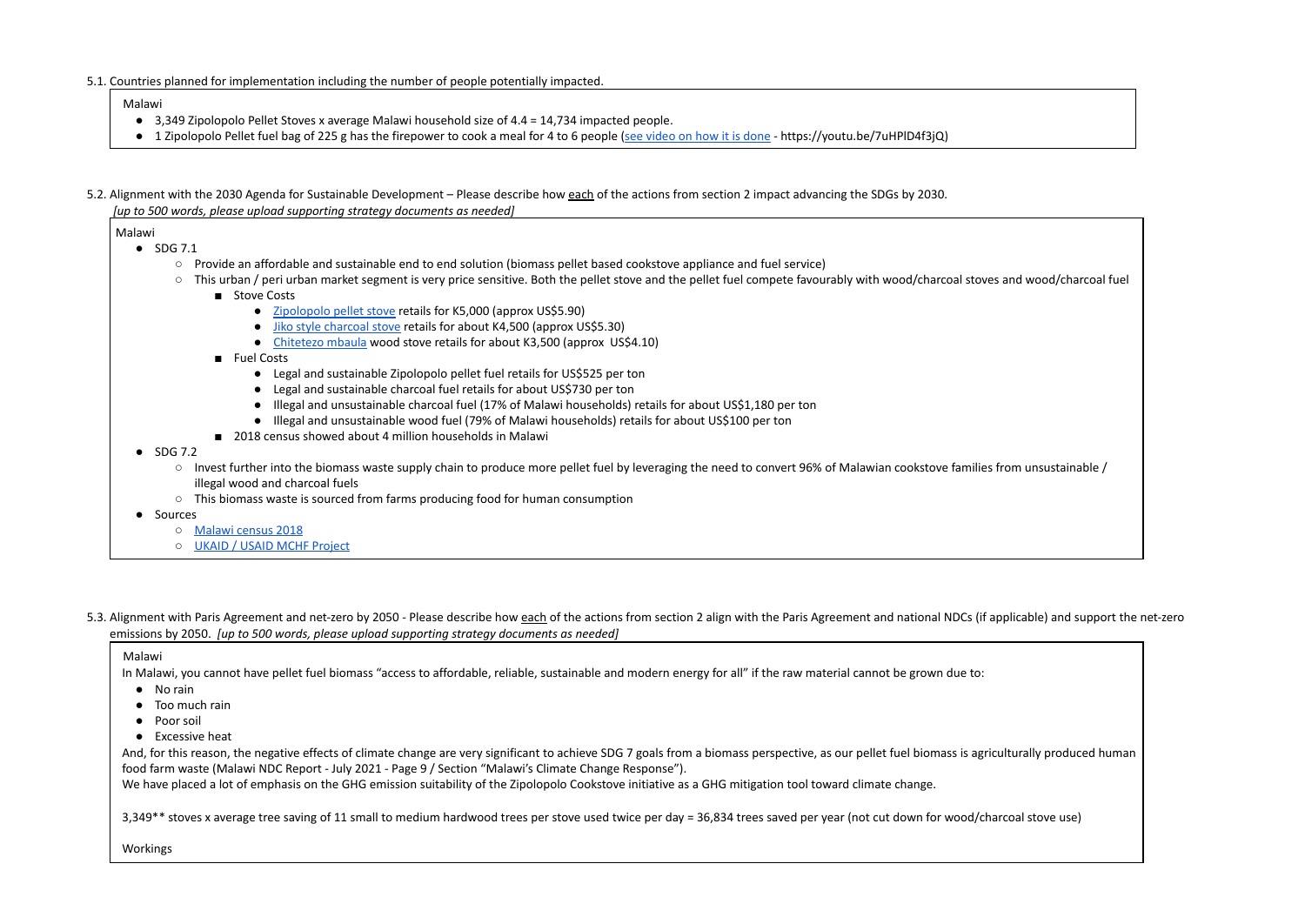5.1. Countries planned for implementation including the number of people potentially impacted.

Malawi

- 3,349 Zipolopolo Pellet Stoves x average Malawi household size of 4.4 = 14,734 impacted people.
- 1 Zipolopolo Pellet fuel bag of 225 g has the firepower to cook a meal for 4 to 6 people (see video on how it is done - https://youtu.be/7uHPlD4f3jQ)

5.2. Alignment with the 2030 Agenda for Sustainable Development – Please describe how each of the actions from section 2 impact advancing the SDGs by 2030. *[up to 500 words, please upload supporting strategy documents as needed]*

Malawi

- SDG 7.1
  - Provide an affordable and sustainable end to end solution (biomass pellet based cookstove appliance and fuel service)
  - This urban / peri urban market segment is very price sensitive. Both the pellet stove and the pellet fuel compete favourably with wood/charcoal stoves and wood/charcoal fuel
    - Stove Costs
      - Zipolopolo pellet stove retails for K5,000 (approx US$5.90)
      - Jiko style charcoal stove retails for about K4,500 (approx US$5.30)
      - Chitetezo mbaula wood stove retails for about K3,500 (approx US$4.10)
    - Fuel Costs
      - Legal and sustainable Zipolopolo pellet fuel retails for US$525 per ton
      - Legal and sustainable charcoal fuel retails for about US$730 per ton
      - Illegal and unsustainable charcoal fuel (17% of Malawi households) retails for about US$1,180 per ton
      - Illegal and unsustainable wood fuel (79% of Malawi households) retails for about US$100 per ton
    - 2018 census showed about 4 million households in Malawi
- SDG 7.2
  - Invest further into the biomass waste supply chain to produce more pellet fuel by leveraging the need to convert 96% of Malawian cookstove families from unsustainable / illegal wood and charcoal fuels
  - This biomass waste is sourced from farms producing food for human consumption
- Sources
  - Malawi census 2018
  - UKAID / USAID MCHF Project

5.3. Alignment with Paris Agreement and net-zero by 2050 - Please describe how each of the actions from section 2 align with the Paris Agreement and national NDCs (if applicable) and support the net-zero emissions by 2050. *[up to 500 words, please upload supporting strategy documents as needed]*

Malawi

In Malawi, you cannot have pellet fuel biomass "access to affordable, reliable, sustainable and modern energy for all" if the raw material cannot be grown due to:

- No rain
- Too much rain
- Poor soil
- Excessive heat

And, for this reason, the negative effects of climate change are very significant to achieve SDG 7 goals from a biomass perspective, as our pellet fuel biomass is agriculturally produced human food farm waste (Malawi NDC Report - July 2021 - Page 9 / Section "Malawi's Climate Change Response").

We have placed a lot of emphasis on the GHG emission suitability of the Zipolopolo Cookstove initiative as a GHG mitigation tool toward climate change.

3,349** stoves x average tree saving of 11 small to medium hardwood trees per stove used twice per day = 36,834 trees saved per year (not cut down for wood/charcoal stove use)

Workings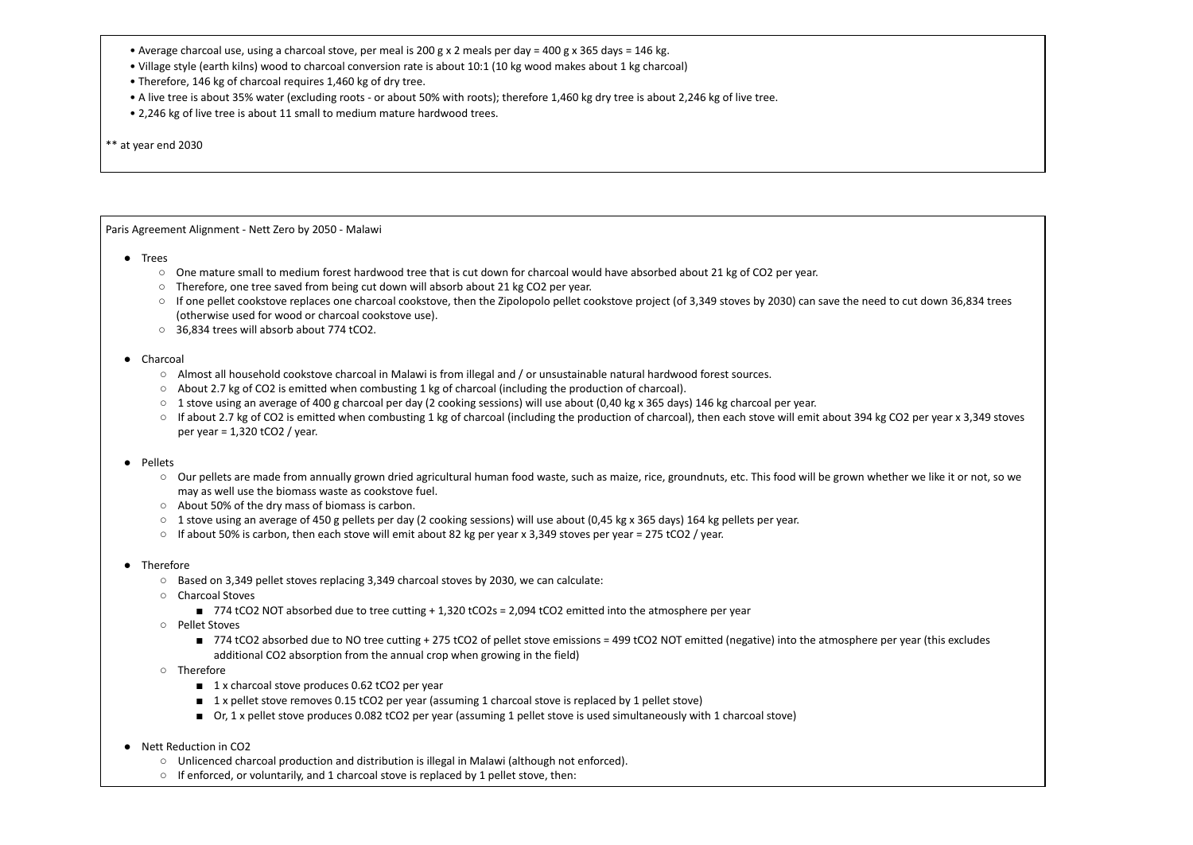- Average charcoal use, using a charcoal stove, per meal is 200 g x 2 meals per day = 400 g x 365 days = 146 kg.
- Village style (earth kilns) wood to charcoal conversion rate is about 10:1 (10 kg wood makes about 1 kg charcoal)
- Therefore, 146 kg of charcoal requires 1,460 kg of dry tree.
- A live tree is about 35% water (excluding roots - or about 50% with roots); therefore 1,460 kg dry tree is about 2,246 kg of live tree.
- 2,246 kg of live tree is about 11 small to medium mature hardwood trees.

** at year end 2030

Paris Agreement Alignment - Nett Zero by 2050 - Malawi

- Trees
  - One mature small to medium forest hardwood tree that is cut down for charcoal would have absorbed about 21 kg of $CO_2$ per year.
  - Therefore, one tree saved from being cut down will absorb about 21 kg $CO_2$ per year.
  - If one pellet cookstove replaces one charcoal cookstove, then the Zipolopolo pellet cookstove project (of 3,349 stoves by 2030) can save the need to cut down 36,834 trees (otherwise used for wood or charcoal cookstove use).
  - 36,834 trees will absorb about 774 t$CO_2$.
- Charcoal
  - Almost all household cookstove charcoal in Malawi is from illegal and / or unsustainable natural hardwood forest sources.
  - About 2.7 kg of $CO_2$ is emitted when combusting 1 kg of charcoal (including the production of charcoal).
  - 1 stove using an average of 400 g charcoal per day (2 cooking sessions) will use about (0,40 kg x 365 days) 146 kg charcoal per year.
  - If about 2.7 kg of $CO_2$ is emitted when combusting 1 kg of charcoal (including the production of charcoal), then each stove will emit about 394 kg $CO_2$ per year x 3,349 stoves per year = 1,320 t$CO_2$ / year.
- Pellets
  - Our pellets are made from annually grown dried agricultural human food waste, such as maize, rice, groundnuts, etc. This food will be grown whether we like it or not, so we may as well use the biomass waste as cookstove fuel.
  - About 50% of the dry mass of biomass is carbon.
  - 1 stove using an average of 450 g pellets per day (2 cooking sessions) will use about (0,45 kg x 365 days) 164 kg pellets per year.
  - If about 50% is carbon, then each stove will emit about 82 kg per year x 3,349 stoves per year = 275 t$CO_2$ / year.
- Therefore
  - Based on 3,349 pellet stoves replacing 3,349 charcoal stoves by 2030, we can calculate:
  - Charcoal Stoves
    - 774 t$CO_2$ NOT absorbed due to tree cutting + 1,320 t$CO_2$s = 2,094 t$CO_2$ emitted into the atmosphere per year
  - Pellet Stoves
    - 774 t$CO_2$ absorbed due to NO tree cutting + 275 t$CO_2$ of pellet stove emissions = 499 t$CO_2$ NOT emitted (negative) into the atmosphere per year (this excludes additional $CO_2$ absorption from the annual crop when growing in the field)
  - Therefore
    - 1 x charcoal stove produces 0.62 t$CO_2$ per year
    - 1 x pellet stove removes 0.15 t$CO_2$ per year (assuming 1 charcoal stove is replaced by 1 pellet stove)
    - Or, 1 x pellet stove produces 0.082 t$CO_2$ per year (assuming 1 pellet stove is used simultaneously with 1 charcoal stove)
- Nett Reduction in $CO_2$
  - Unlicenced charcoal production and distribution is illegal in Malawi (although not enforced).
  - If enforced, or voluntarily, and 1 charcoal stove is replaced by 1 pellet stove, then: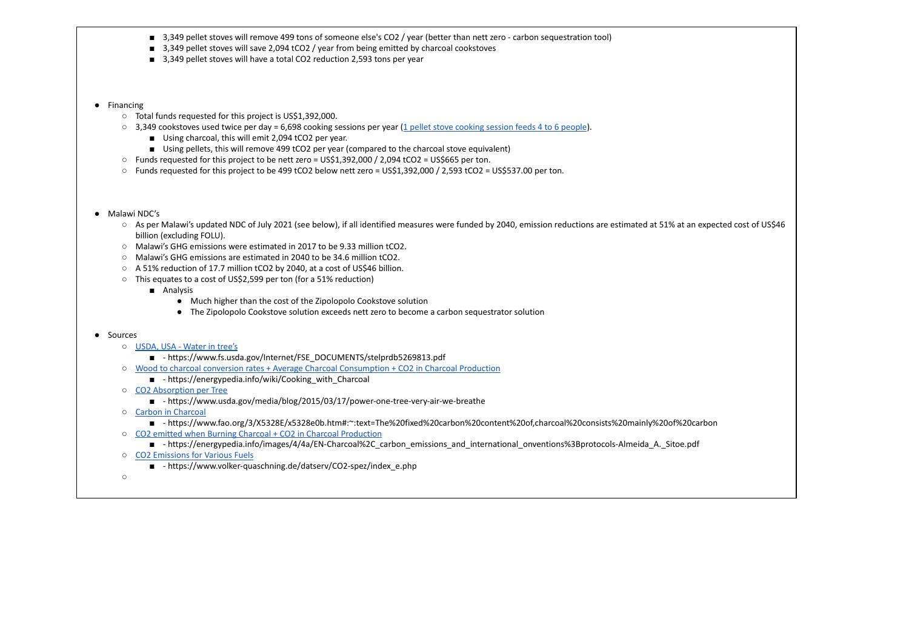- 3,349 pellet stoves will remove 499 tons of someone else's $CO_2$ / year (better than nett zero - carbon sequestration tool)
        - 3,349 pellet stoves will save 2,094 $tCO_2$ / year from being emitted by charcoal cookstoves
        - 3,349 pellet stoves will have a total $CO_2$ reduction 2,593 tons per year

- Financing
    - Total funds requested for this project is US$1,392,000.
    - 3,349 cookstoves used twice per day = 6,698 cooking sessions per year (1 pellet stove cooking session feeds 4 to 6 people).
        - Using charcoal, this will emit 2,094 $tCO_2$ per year.
        - Using pellets, this will remove 499 $tCO_2$ per year (compared to the charcoal stove equivalent)
    - Funds requested for this project to be nett zero = US$1,392,000 / 2,094 $tCO_2$ = US$665 per ton.
    - Funds requested for this project to be 499 $tCO_2$ below nett zero = US$1,392,000 / 2,593 $tCO_2$ = US$537.00 per ton.

- Malawi NDC's
    - As per Malawi's updated NDC of July 2021 (see below), if all identified measures were funded by 2040, emission reductions are estimated at 51% at an expected cost of US$46 billion (excluding FOLU).
    - Malawi's GHG emissions were estimated in 2017 to be 9.33 million $tCO_2$.
    - Malawi's GHG emissions are estimated in 2040 to be 34.6 million $tCO_2$.
    - A 51% reduction of 17.7 million $tCO_2$ by 2040, at a cost of US$46 billion.
    - This equates to a cost of US$2,599 per ton (for a 51% reduction)
        - Analysis
            - Much higher than the cost of the Zipolopolo Cookstove solution
            - The Zipolopolo Cookstove solution exceeds nett zero to become a carbon sequestrator solution

- Sources
    - USDA, USA - Water in tree's
        - \- https://www.fs.usda.gov/Internet/FSE_DOCUMENTS/stelprdb5269813.pdf
    - Wood to charcoal conversion rates + Average Charcoal Consumption + CO2 in Charcoal Production
        - \- https://energypedia.info/wiki/Cooking_with_Charcoal
    - CO2 Absorption per Tree
        - \- https://www.usda.gov/media/blog/2015/03/17/power-one-tree-very-air-we-breathe
    - Carbon in Charcoal
        - \- https://www.fao.org/3/X5328E/x5328e0b.htm#:~:text=The%20fixed%20carbon%20content%20of,charcoal%20consists%20mainly%20of%20carbon
    - CO2 emitted when Burning Charcoal + CO2 in Charcoal Production
        - \- https://energypedia.info/images/4/4a/EN-Charcoal%2C_carbon_emissions_and_international_onventions%3Bprotocols-Almeida_A._Sitoe.pdf
    - CO2 Emissions for Various Fuels
        - \- https://www.volker-quaschning.de/datserv/CO2-spez/index_e.php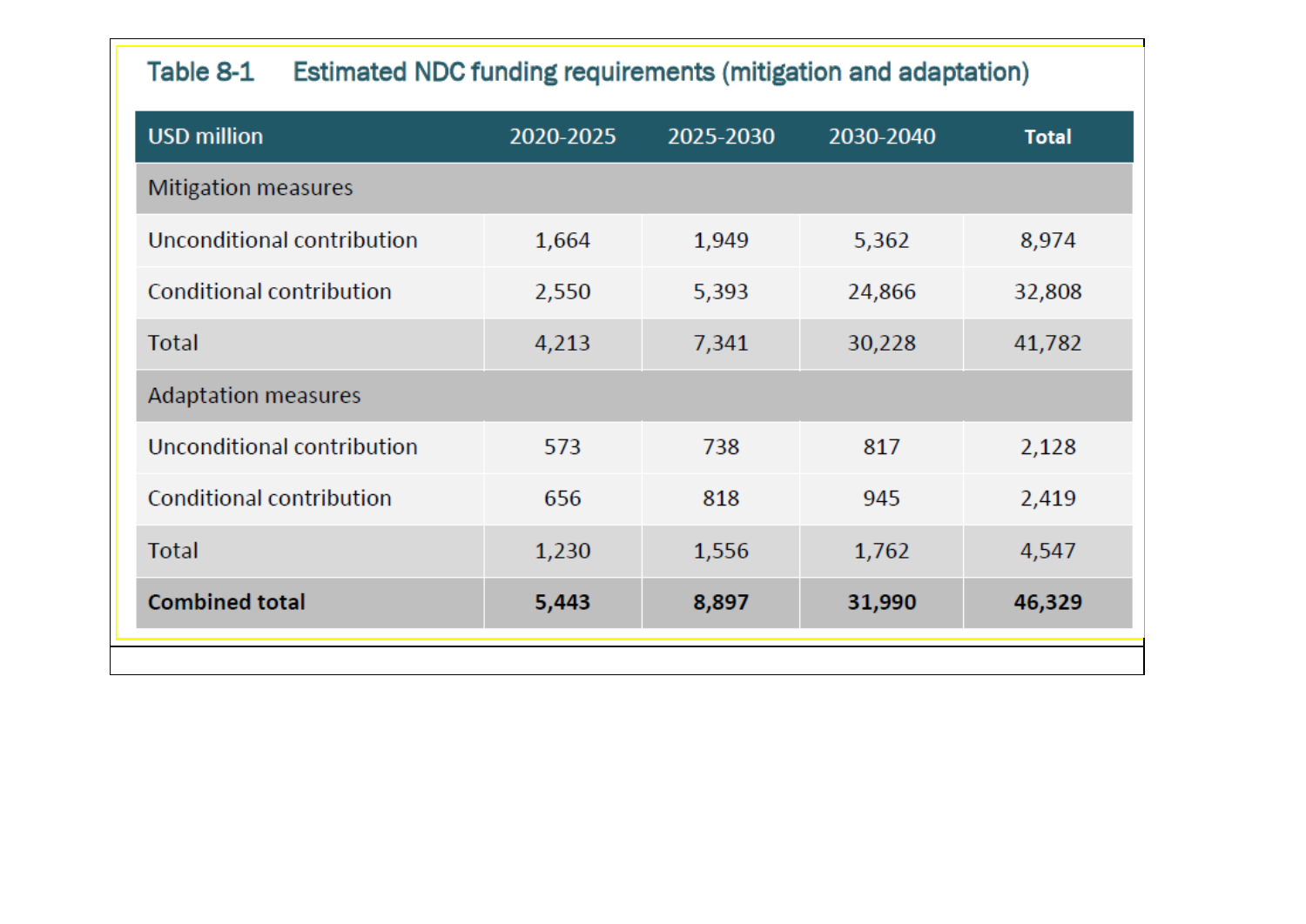Table 8-1 Estimated NDC funding requirements (mitigation and adaptation)

| USD million | 2020-2025 | 2025-2030 | 2030-2040 | **Total** |
|---|---|---|---|---|
| Mitigation measures | | | | |
| Unconditional contribution | 1,664 | 1,949 | 5,362 | 8,974 |
| Conditional contribution | 2,550 | 5,393 | 24,866 | 32,808 |
| Total | 4,213 | 7,341 | 30,228 | 41,782 |
| Adaptation measures | | | | |
| Unconditional contribution | 573 | 738 | 817 | 2,128 |
| Conditional contribution | 656 | 818 | 945 | 2,419 |
| Total | 1,230 | 1,556 | 1,762 | 4,547 |
| **Combined total** | **5,443** | **8,897** | **31,990** | **46,329** |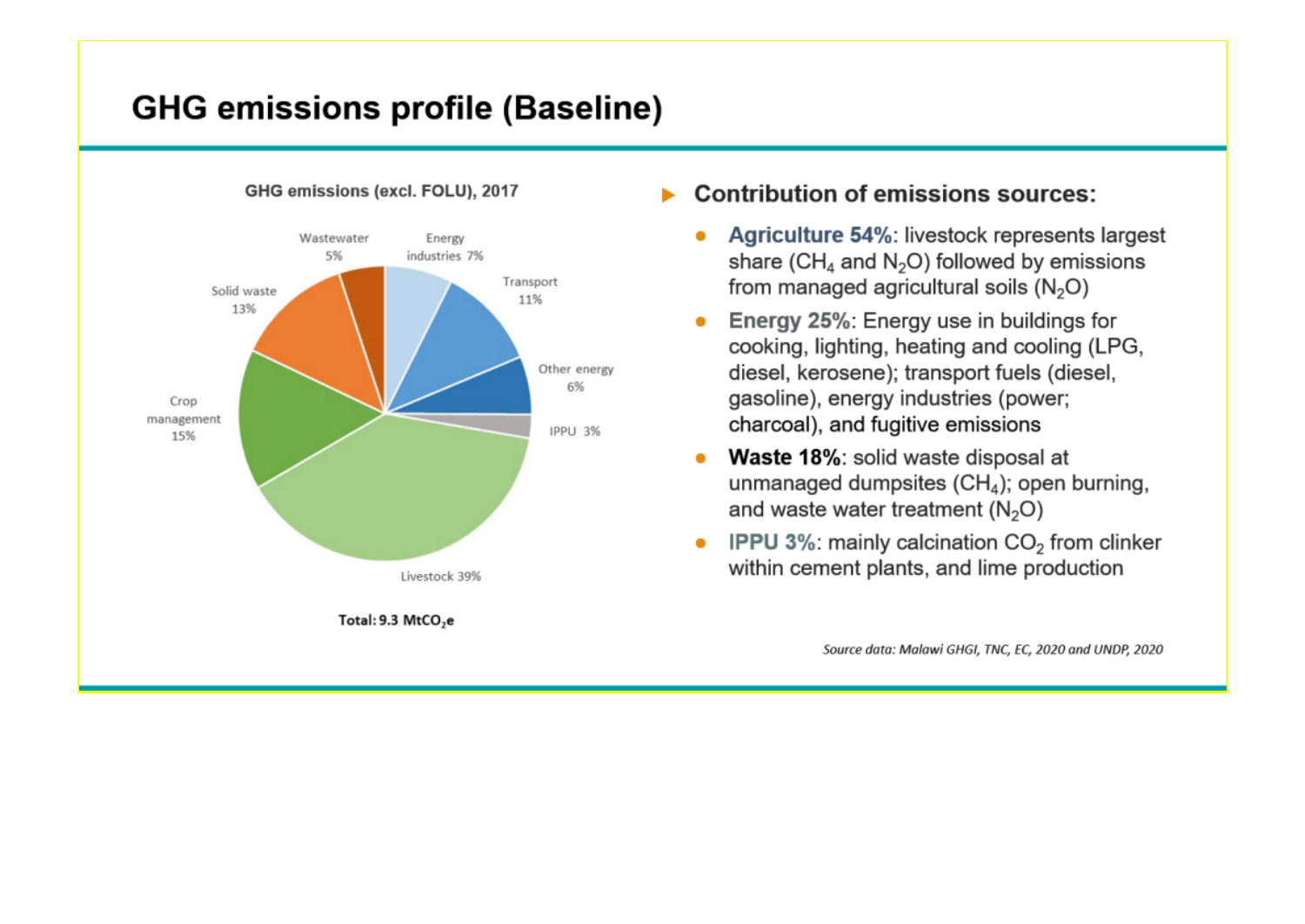## GHG emissions profile (Baseline)

**GHG emissions (excl. FOLU), 2017**

| Source | Share |
|---|---|
| Energy industries | 7% |
| Transport | 11% |
| Other energy | 6% |
| IPPU | 3% |
| Livestock | 39% |
| Crop management | 15% |
| Solid waste | 13% |
| Wastewater | 5% |

**Total: 9.3 $MtCO_2e$**

- **Contribution of emissions sources:**
  - **Agriculture 54%**: livestock represents largest share ($CH_4$ and $N_2O$) followed by emissions from managed agricultural soils ($N_2O$)
  - **Energy 25%**: Energy use in buildings for cooking, lighting, heating and cooling (LPG, diesel, kerosene); transport fuels (diesel, gasoline), energy industries (power; charcoal), and fugitive emissions
  - **Waste 18%**: solid waste disposal at unmanaged dumpsites ($CH_4$); open burning, and waste water treatment ($N_2O$)
  - **IPPU 3%**: mainly calcination $CO_2$ from clinker within cement plants, and lime production

*Source data: Malawi GHGI, TNC, EC, 2020 and UNDP, 2020*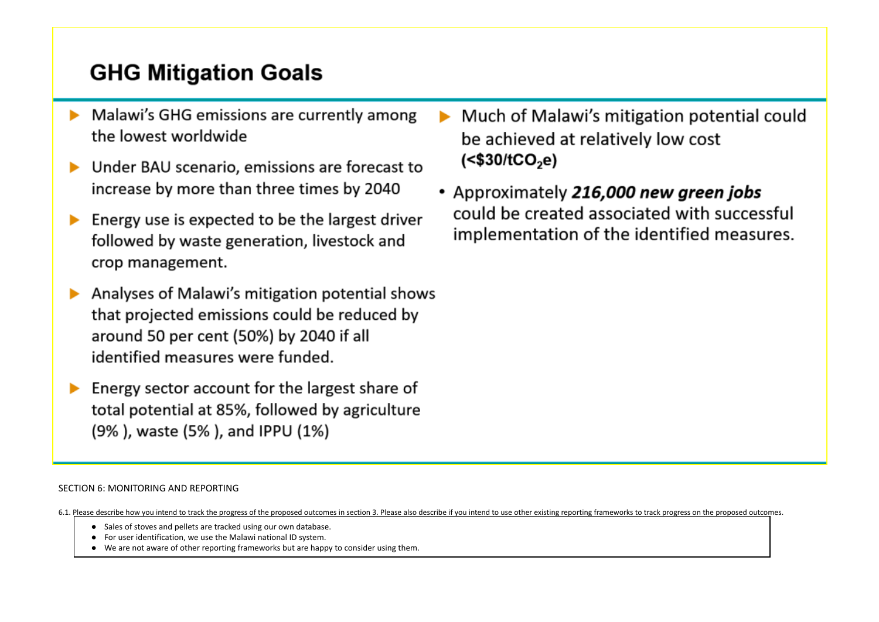## GHG Mitigation Goals

- Malawi's GHG emissions are currently among the lowest worldwide
- Under BAU scenario, emissions are forecast to increase by more than three times by 2040
- Energy use is expected to be the largest driver followed by waste generation, livestock and crop management.
- Analyses of Malawi's mitigation potential shows that projected emissions could be reduced by around 50 per cent (50%) by 2040 if all identified measures were funded.
- Energy sector account for the largest share of total potential at 85%, followed by agriculture (9% ), waste (5% ), and IPPU (1%)
- Much of Malawi's mitigation potential could be achieved at relatively low cost **(<\$30/t$CO_2$e)**
- Approximately ***216,000 new green jobs*** could be created associated with successful implementation of the identified measures.

SECTION 6: MONITORING AND REPORTING

6.1. Please describe how you intend to track the progress of the proposed outcomes in section 3. Please also describe if you intend to use other existing reporting frameworks to track progress on the proposed outcomes.

- Sales of stoves and pellets are tracked using our own database.
- For user identification, we use the Malawi national ID system.
- We are not aware of other reporting frameworks but are happy to consider using them.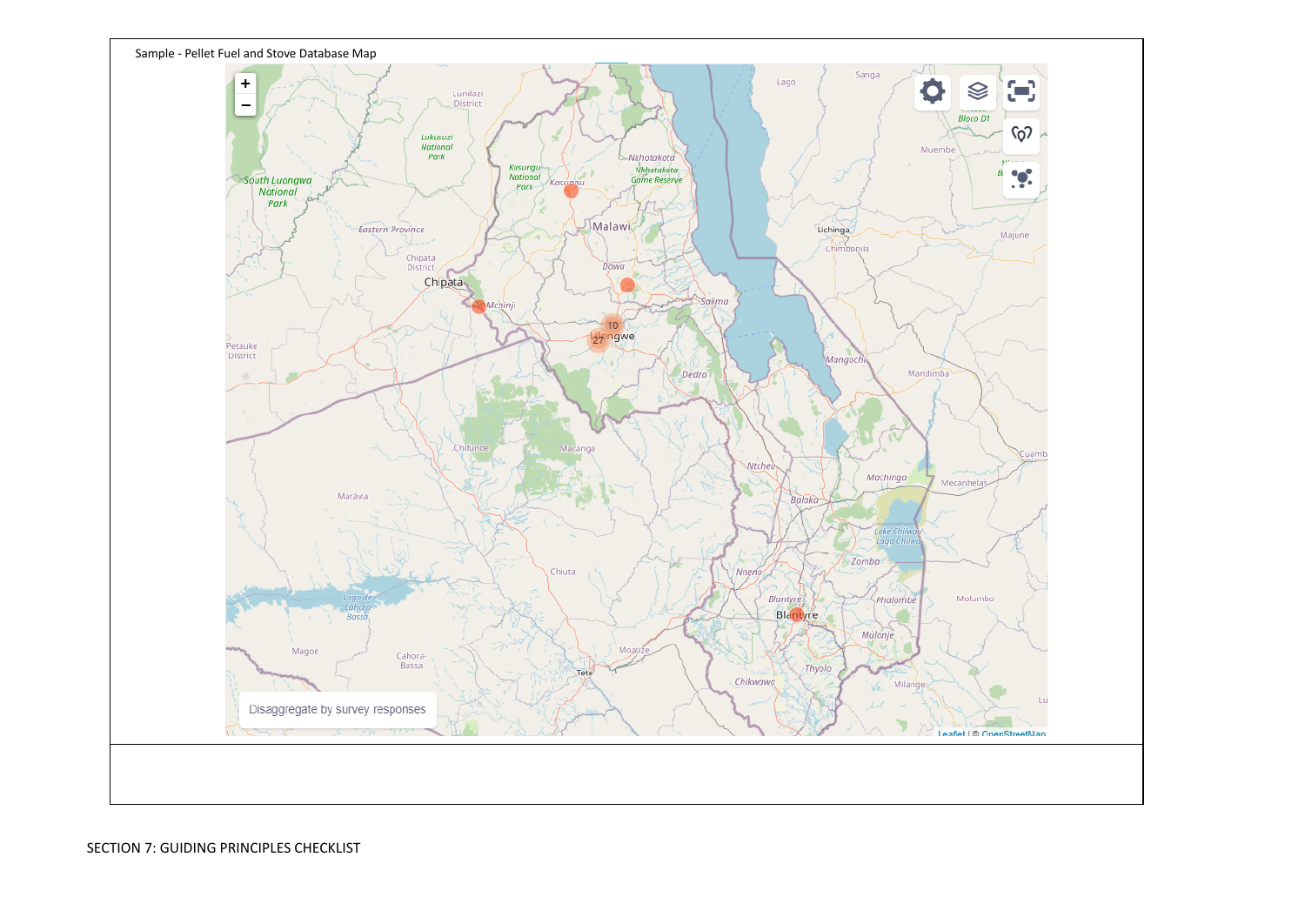Sample - Pellet Fuel and Stove Database Map

SECTION 7: GUIDING PRINCIPLES CHECKLIST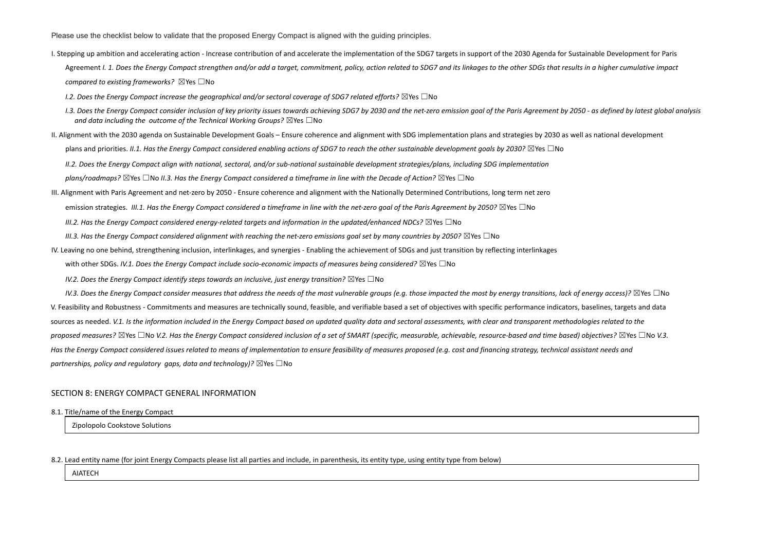Please use the checklist below to validate that the proposed Energy Compact is aligned with the guiding principles.

I. Stepping up ambition and accelerating action - Increase contribution of and accelerate the implementation of the SDG7 targets in support of the 2030 Agenda for Sustainable Development for Paris Agreement *I. 1. Does the Energy Compact strengthen and/or add a target, commitment, policy, action related to SDG7 and its linkages to the other SDGs that results in a higher cumulative impact compared to existing frameworks?* ☒Yes ☐No

*I.2. Does the Energy Compact increase the geographical and/or sectoral coverage of SDG7 related efforts?* ☒Yes ☐No

*I.3. Does the Energy Compact consider inclusion of key priority issues towards achieving SDG7 by 2030 and the net-zero emission goal of the Paris Agreement by 2050 - as defined by latest global analysis and data including the outcome of the Technical Working Groups?* ☒Yes ☐No

II. Alignment with the 2030 agenda on Sustainable Development Goals – Ensure coherence and alignment with SDG implementation plans and strategies by 2030 as well as national development plans and priorities. *II.1. Has the Energy Compact considered enabling actions of SDG7 to reach the other sustainable development goals by 2030?* ☒Yes ☐No

*II.2. Does the Energy Compact align with national, sectoral, and/or sub-national sustainable development strategies/plans, including SDG implementation plans/roadmaps?* ☒Yes ☐No *II.3. Has the Energy Compact considered a timeframe in line with the Decade of Action?* ☒Yes ☐No

III. Alignment with Paris Agreement and net-zero by 2050 - Ensure coherence and alignment with the Nationally Determined Contributions, long term net zero emission strategies. *III.1. Has the Energy Compact considered a timeframe in line with the net-zero goal of the Paris Agreement by 2050?* ☒Yes ☐No

*III.2. Has the Energy Compact considered energy-related targets and information in the updated/enhanced NDCs?* ☒Yes ☐No

*III.3. Has the Energy Compact considered alignment with reaching the net-zero emissions goal set by many countries by 2050?* ☒Yes ☐No

IV. Leaving no one behind, strengthening inclusion, interlinkages, and synergies - Enabling the achievement of SDGs and just transition by reflecting interlinkages with other SDGs. *IV.1. Does the Energy Compact include socio-economic impacts of measures being considered?* ☒Yes ☐No

*IV.2. Does the Energy Compact identify steps towards an inclusive, just energy transition?* ☒Yes ☐No

*IV.3. Does the Energy Compact consider measures that address the needs of the most vulnerable groups (e.g. those impacted the most by energy transitions, lack of energy access)?* ☒Yes ☐No

V. Feasibility and Robustness - Commitments and measures are technically sound, feasible, and verifiable based a set of objectives with specific performance indicators, baselines, targets and data sources as needed. *V.1. Is the information included in the Energy Compact based on updated quality data and sectoral assessments, with clear and transparent methodologies related to the proposed measures?* ☒Yes ☐No *V.2. Has the Energy Compact considered inclusion of a set of SMART (specific, measurable, achievable, resource-based and time based) objectives?* ☒Yes ☐No *V.3. Has the Energy Compact considered issues related to means of implementation to ensure feasibility of measures proposed (e.g. cost and financing strategy, technical assistant needs and partnerships, policy and regulatory gaps, data and technology)?* ☒Yes ☐No

## SECTION 8: ENERGY COMPACT GENERAL INFORMATION

8.1. Title/name of the Energy Compact

Zipolopolo Cookstove Solutions

8.2. Lead entity name (for joint Energy Compacts please list all parties and include, in parenthesis, its entity type, using entity type from below)

AIATECH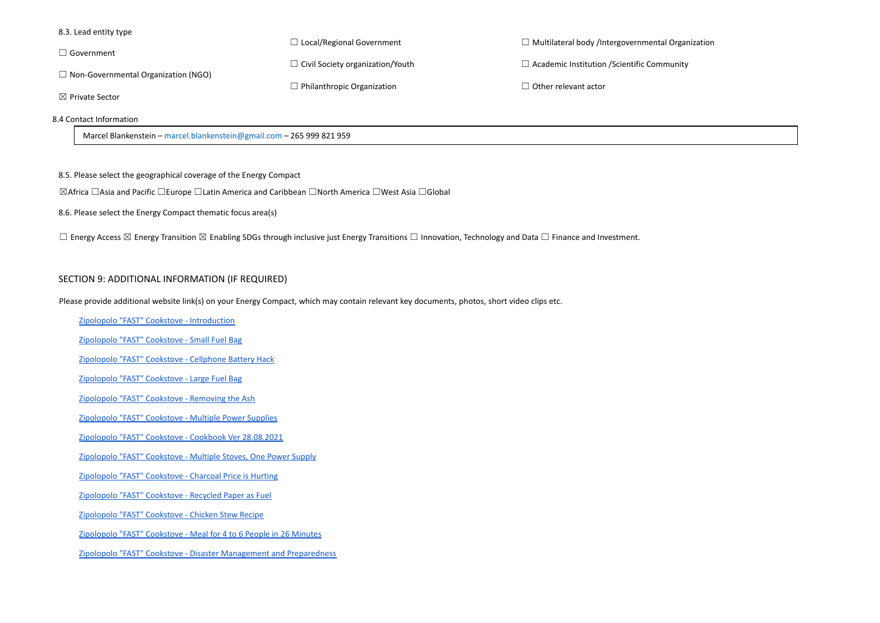8.3. Lead entity type

☐ Government

☐ Non-Governmental Organization (NGO)

☒ Private Sector

☐ Local/Regional Government

☐ Civil Society organization/Youth

☐ Philanthropic Organization

☐ Multilateral body /Intergovernmental Organization

☐ Academic Institution /Scientific Community

☐ Other relevant actor

8.4 Contact Information

| Marcel Blankenstein – marcel.blankenstein@gmail.com – 265 999 821 959 |
|---|

8.5. Please select the geographical coverage of the Energy Compact

☒Africa ☐Asia and Pacific ☐Europe ☐Latin America and Caribbean ☐North America ☐West Asia ☐Global

8.6. Please select the Energy Compact thematic focus area(s)

☐ Energy Access ☒ Energy Transition ☒ Enabling SDGs through inclusive just Energy Transitions ☐ Innovation, Technology and Data ☐ Finance and Investment.

## SECTION 9: ADDITIONAL INFORMATION (IF REQUIRED)

Please provide additional website link(s) on your Energy Compact, which may contain relevant key documents, photos, short video clips etc.

Zipolopolo "FAST" Cookstove - Introduction

Zipolopolo "FAST" Cookstove - Small Fuel Bag

Zipolopolo "FAST" Cookstove - Cellphone Battery Hack

Zipolopolo "FAST" Cookstove - Large Fuel Bag

Zipolopolo "FAST" Cookstove - Removing the Ash

Zipolopolo "FAST" Cookstove - Multiple Power Supplies

Zipolopolo "FAST" Cookstove - Cookbook Ver 28.08.2021

Zipolopolo "FAST" Cookstove - Multiple Stoves, One Power Supply

Zipolopolo "FAST" Cookstove - Charcoal Price is Hurting

Zipolopolo "FAST" Cookstove - Recycled Paper as Fuel

Zipolopolo "FAST" Cookstove - Chicken Stew Recipe

Zipolopolo "FAST" Cookstove - Meal for 4 to 6 People in 26 Minutes

Zipolopolo "FAST" Cookstove - Disaster Management and Preparedness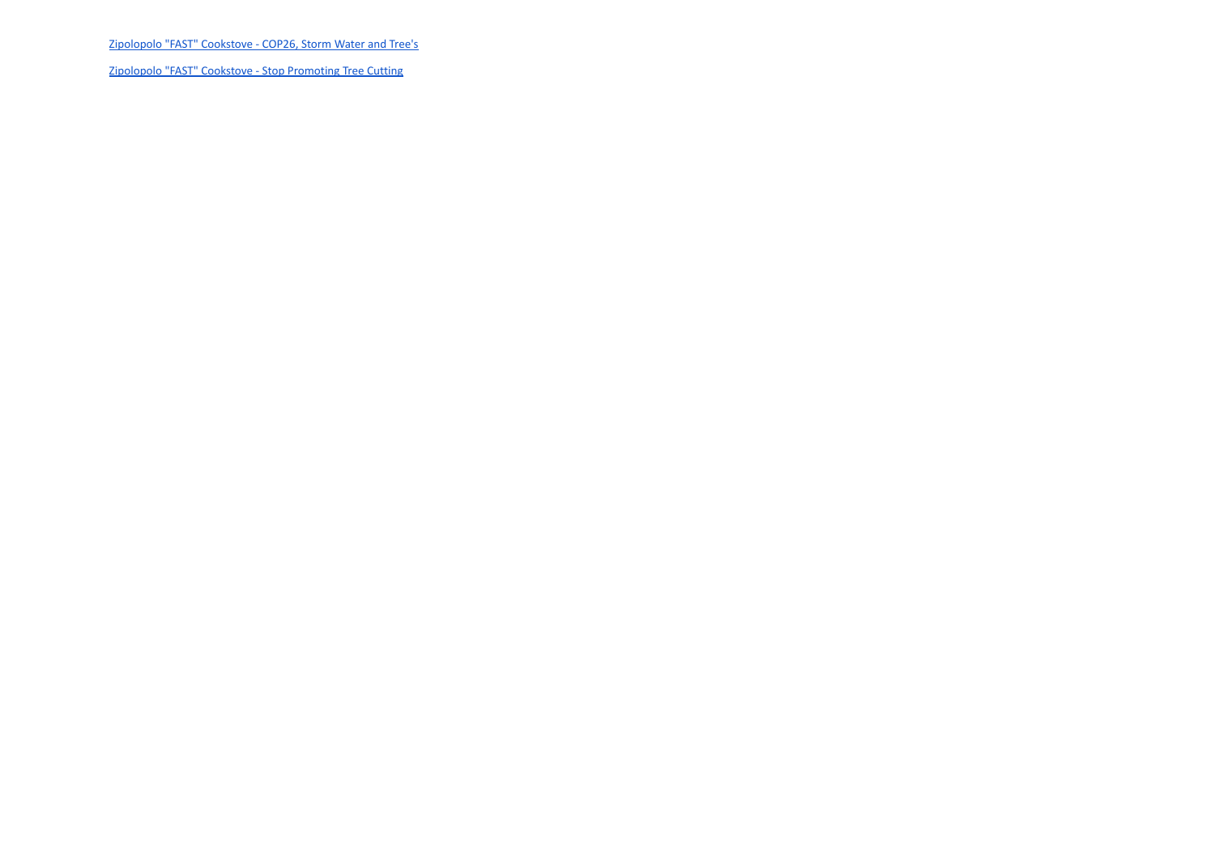[Zipolopolo "FAST" Cookstove - COP26, Storm Water and Tree's]

[Zipolopolo "FAST" Cookstove - Stop Promoting Tree Cutting]